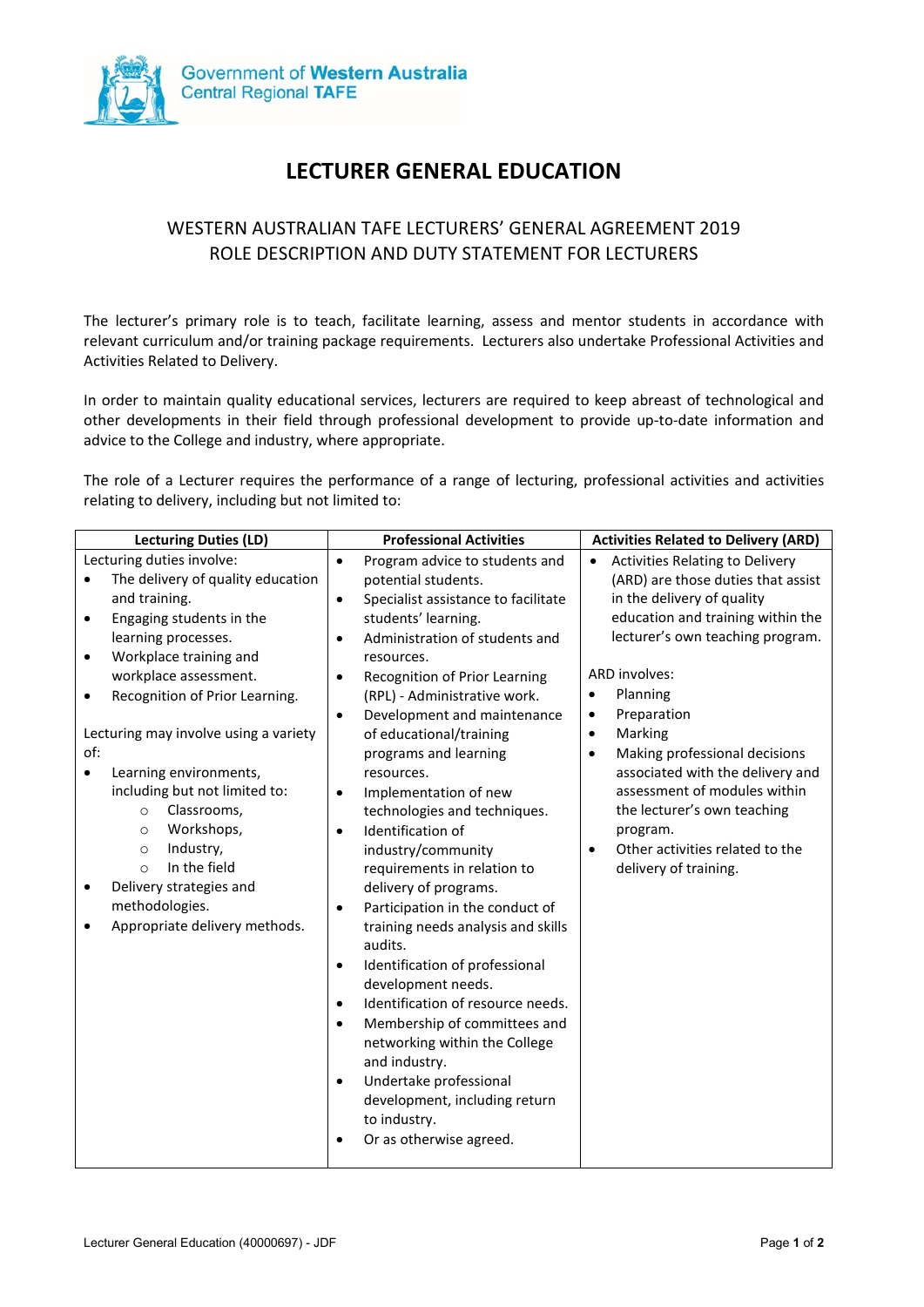Government of **Western Australia**
Central Regional **TAFE**

# LECTURER GENERAL EDUCATION

## WESTERN AUSTRALIAN TAFE LECTURERS' GENERAL AGREEMENT 2019
## ROLE DESCRIPTION AND DUTY STATEMENT FOR LECTURERS

The lecturer's primary role is to teach, facilitate learning, assess and mentor students in accordance with relevant curriculum and/or training package requirements. Lecturers also undertake Professional Activities and Activities Related to Delivery.

In order to maintain quality educational services, lecturers are required to keep abreast of technological and other developments in their field through professional development to provide up-to-date information and advice to the College and industry, where appropriate.

The role of a Lecturer requires the performance of a range of lecturing, professional activities and activities relating to delivery, including but not limited to:

| Lecturing Duties (LD) | Professional Activities | Activities Related to Delivery (ARD) |
|---|---|---|
| Lecturing duties involve:<br>• The delivery of quality education and training.<br>• Engaging students in the learning processes.<br>• Workplace training and workplace assessment.<br>• Recognition of Prior Learning.<br><br>Lecturing may involve using a variety of:<br>• Learning environments, including but not limited to:<br>&nbsp;&nbsp;&nbsp;&nbsp;○ Classrooms,<br>&nbsp;&nbsp;&nbsp;&nbsp;○ Workshops,<br>&nbsp;&nbsp;&nbsp;&nbsp;○ Industry,<br>&nbsp;&nbsp;&nbsp;&nbsp;○ In the field<br>• Delivery strategies and methodologies.<br>• Appropriate delivery methods. | • Program advice to students and potential students.<br>• Specialist assistance to facilitate students' learning.<br>• Administration of students and resources.<br>• Recognition of Prior Learning (RPL) - Administrative work.<br>• Development and maintenance of educational/training programs and learning resources.<br>• Implementation of new technologies and techniques.<br>• Identification of industry/community requirements in relation to delivery of programs.<br>• Participation in the conduct of training needs analysis and skills audits.<br>• Identification of professional development needs.<br>• Identification of resource needs.<br>• Membership of committees and networking within the College and industry.<br>• Undertake professional development, including return to industry.<br>• Or as otherwise agreed. | • Activities Relating to Delivery (ARD) are those duties that assist in the delivery of quality education and training within the lecturer's own teaching program.<br><br>ARD involves:<br>• Planning<br>• Preparation<br>• Marking<br>• Making professional decisions associated with the delivery and assessment of modules within the lecturer's own teaching program.<br>• Other activities related to the delivery of training. |

Lecturer General Education (40000697) - JDF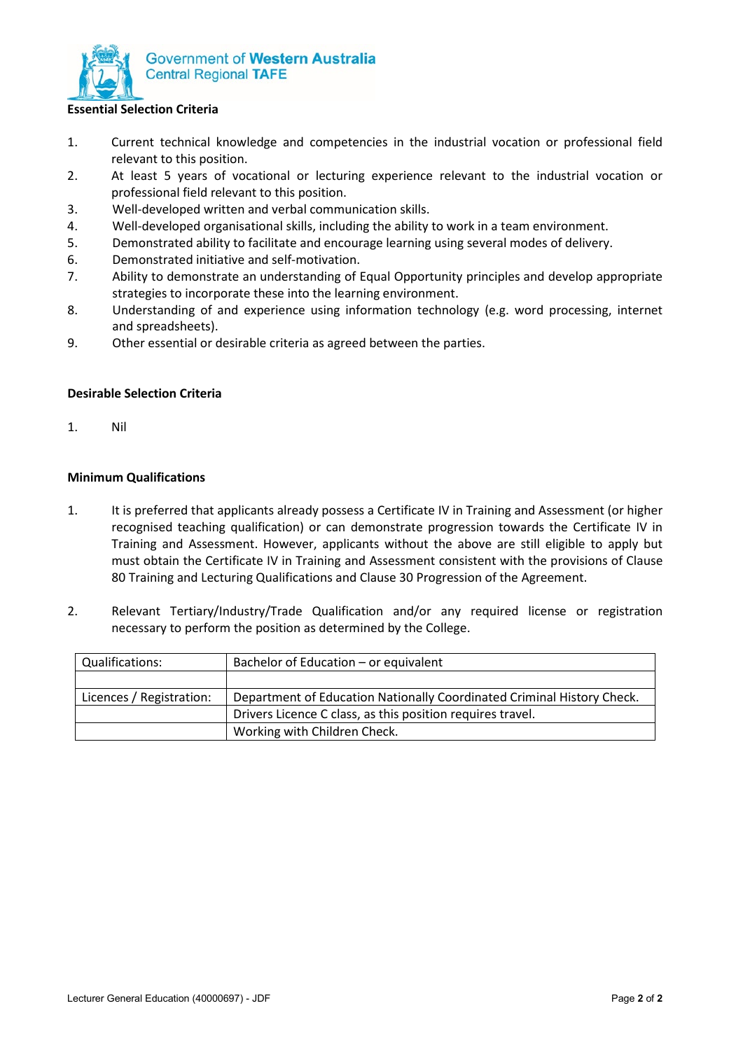**Essential Selection Criteria**

1. Current technical knowledge and competencies in the industrial vocation or professional field relevant to this position.
2. At least 5 years of vocational or lecturing experience relevant to the industrial vocation or professional field relevant to this position.
3. Well-developed written and verbal communication skills.
4. Well-developed organisational skills, including the ability to work in a team environment.
5. Demonstrated ability to facilitate and encourage learning using several modes of delivery.
6. Demonstrated initiative and self-motivation.
7. Ability to demonstrate an understanding of Equal Opportunity principles and develop appropriate strategies to incorporate these into the learning environment.
8. Understanding of and experience using information technology (e.g. word processing, internet and spreadsheets).
9. Other essential or desirable criteria as agreed between the parties.

**Desirable Selection Criteria**

1. Nil

**Minimum Qualifications**

1. It is preferred that applicants already possess a Certificate IV in Training and Assessment (or higher recognised teaching qualification) or can demonstrate progression towards the Certificate IV in Training and Assessment. However, applicants without the above are still eligible to apply but must obtain the Certificate IV in Training and Assessment consistent with the provisions of Clause 80 Training and Lecturing Qualifications and Clause 30 Progression of the Agreement.

2. Relevant Tertiary/Industry/Trade Qualification and/or any required license or registration necessary to perform the position as determined by the College.

| | |
|---|---|
| Qualifications: | Bachelor of Education – or equivalent |
| | |
| Licences / Registration: | Department of Education Nationally Coordinated Criminal History Check. |
| | Drivers Licence C class, as this position requires travel. |
| | Working with Children Check. |